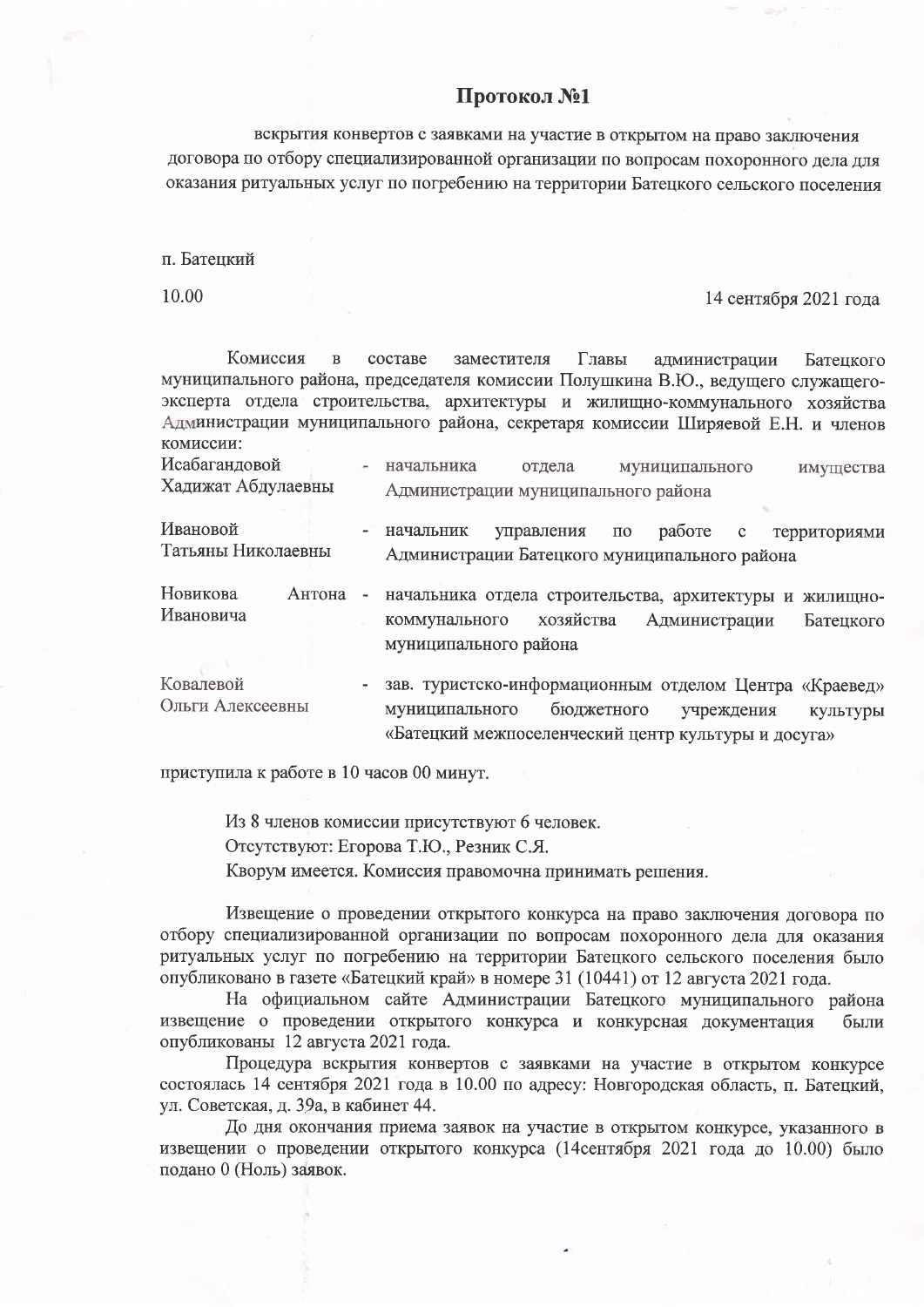# Протокол №1

вскрытия конвертов с заявками на участие в открытом на право заключения договора по отбору специализированной организации по вопросам похоронного дела для оказания ритуальных услуг по погребению на территории Батецкого сельского поселения

п. Батецкий

10.00 — 14 сентября 2021 года

Комиссия в составе заместителя Главы администрации Батецкого муниципального района, председателя комиссии Полушкина В.Ю., ведущего служащего-эксперта отдела строительства, архитектуры и жилищно-коммунального хозяйства Администрации муниципального района, секретаря комиссии Ширяевой Е.Н. и членов комиссии:

| | |
|---|---|
| Исабагандовой Хадижат Абдулаевны | - начальника отдела муниципального имущества Администрации муниципального района |
| Ивановой Татьяны Николаевны | - начальник управления по работе с территориями Администрации Батецкого муниципального района |
| Новикова Антона Ивановича | - начальника отдела строительства, архитектуры и жилищно-коммунального хозяйства Администрации Батецкого муниципального района |
| Ковалевой Ольги Алексеевны | - зав. туристско-информационным отделом Центра «Краевед» муниципального бюджетного учреждения культуры «Батецкий межпоселенческий центр культуры и досуга» |

приступила к работе в 10 часов 00 минут.

Из 8 членов комиссии присутствуют 6 человек.
Отсутствуют: Егорова Т.Ю., Резник С.Я.
Кворум имеется. Комиссия правомочна принимать решения.

Извещение о проведении открытого конкурса на право заключения договора по отбору специализированной организации по вопросам похоронного дела для оказания ритуальных услуг по погребению на территории Батецкого сельского поселения было опубликовано в газете «Батецкий край» в номере 31 (10441) от 12 августа 2021 года.

На официальном сайте Администрации Батецкого муниципального района извещение о проведении открытого конкурса и конкурсная документация были опубликованы 12 августа 2021 года.

Процедура вскрытия конвертов с заявками на участие в открытом конкурсе состоялась 14 сентября 2021 года в 10.00 по адресу: Новгородская область, п. Батецкий, ул. Советская, д. 39а, в кабинет 44.

До дня окончания приема заявок на участие в открытом конкурсе, указанного в извещении о проведении открытого конкурса (14сентября 2021 года до 10.00) было подано 0 (Ноль) заявок.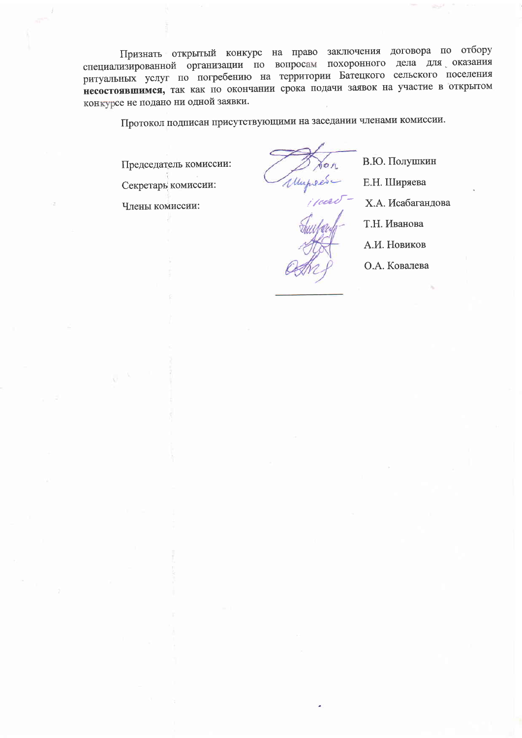Признать открытый конкурс на право заключения договора по отбору специализированной организации по вопросам похоронного дела для оказания ритуальных услуг по погребению на территории Батецкого сельского поселения **несостоявшимся,** так как по окончании срока подачи заявок на участие в открытом конкурсе не подано ни одной заявки.

Протокол подписан присутствующими на заседании членами комиссии.

| | |
|---|---|
| Председатель комиссии: | В.Ю. Полушкин |
| Секретарь комиссии: | Е.Н. Ширяева |
| Члены комиссии: | Х.А. Исабагандова |
| | Т.Н. Иванова |
| | А.И. Новиков |
| | О.А. Ковалева |